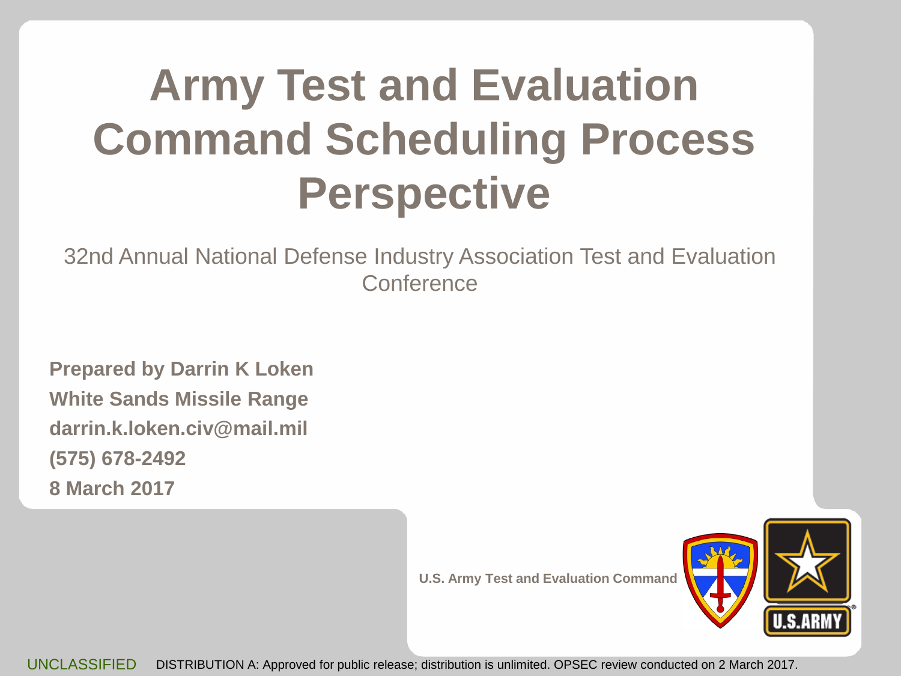# Army Test and Evaluation Command Scheduling Process Perspective

32nd Annual National Defense Industry Association Test and Evaluation Conference

**Prepared by Darrin K Loken**
**White Sands Missile Range**
**darrin.k.loken.civ@mail.mil**
**(575) 678-2492**
**8 March 2017**

**U.S. Army Test and Evaluation Command**

UNCLASSIFIED DISTRIBUTION A: Approved for public release; distribution is unlimited. OPSEC review conducted on 2 March 2017.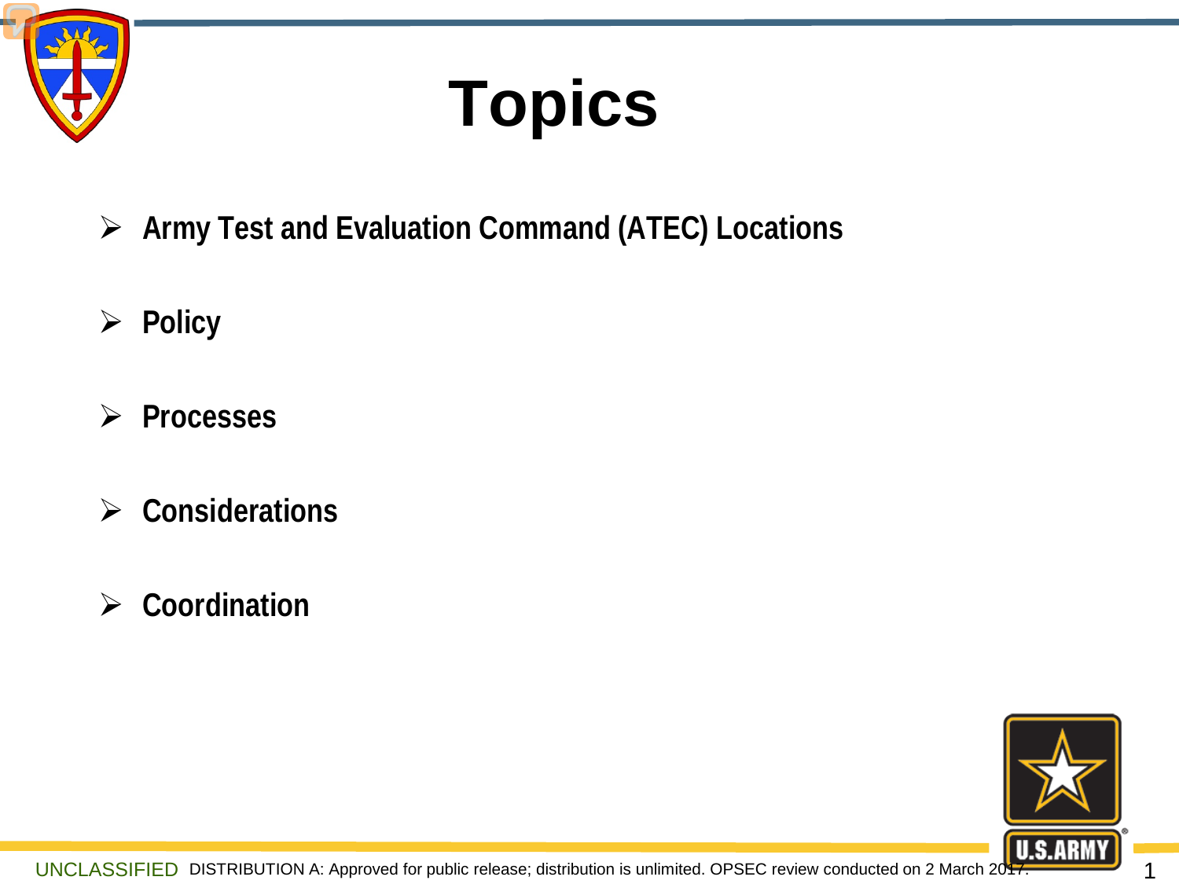# Topics

- Army Test and Evaluation Command (ATEC) Locations
- Policy
- Processes
- Considerations
- Coordination

UNCLASSIFIED DISTRIBUTION A: Approved for public release; distribution is unlimited. OPSEC review conducted on 2 March 2017.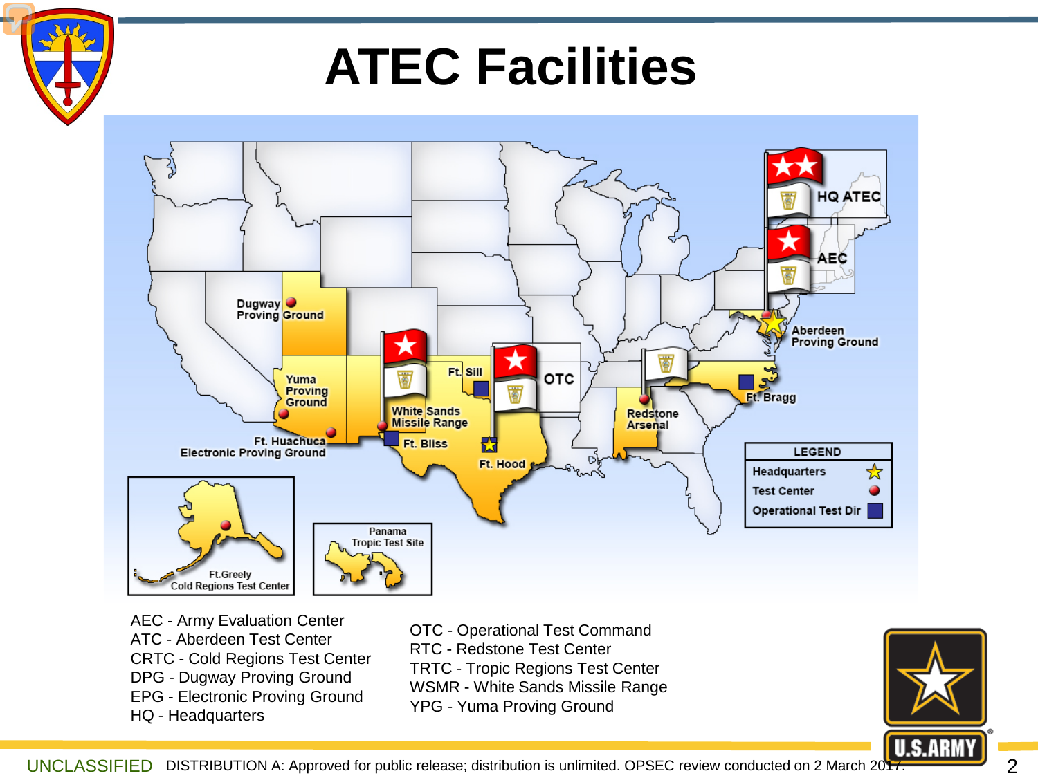# ATEC Facilities

HQ ATEC

AEC

Dugway Proving Ground

Yuma Proving Ground

Ft. Huachuca Electronic Proving Ground

White Sands Missile Range

Ft. Bliss

Ft. Sill

OTC

Ft. Hood

Redstone Arsenal

Aberdeen Proving Ground

Ft. Bragg

Ft.Greely Cold Regions Test Center

Panama Tropic Test Site

| LEGEND | |
|---|---|
| Headquarters | ☆ |
| Test Center | ● |
| Operational Test Dir | ■ |

AEC - Army Evaluation Center
ATC - Aberdeen Test Center
CRTC - Cold Regions Test Center
DPG - Dugway Proving Ground
EPG - Electronic Proving Ground
HQ - Headquarters

OTC - Operational Test Command
RTC - Redstone Test Center
TRTC - Tropic Regions Test Center
WSMR - White Sands Missile Range
YPG - Yuma Proving Ground

UNCLASSIFIED DISTRIBUTION A: Approved for public release; distribution is unlimited. OPSEC review conducted on 2 March 2017.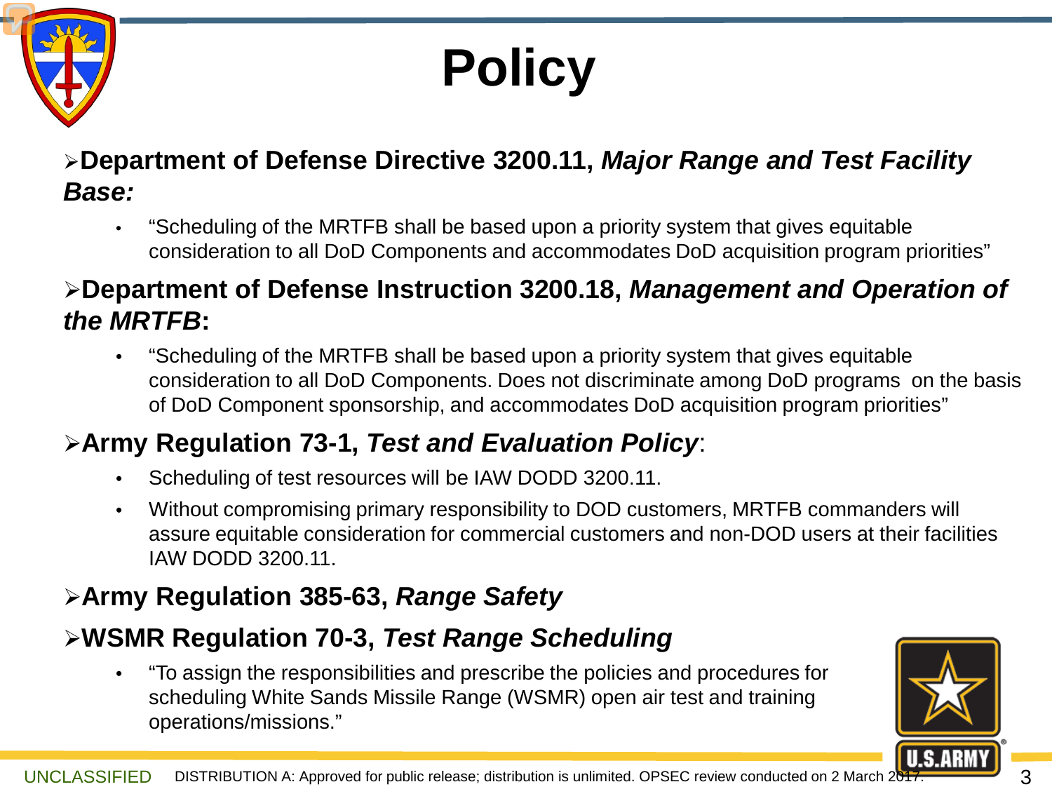# Policy

- **Department of Defense Directive 3200.11, *Major Range and Test Facility Base:***
  - "Scheduling of the MRTFB shall be based upon a priority system that gives equitable consideration to all DoD Components and accommodates DoD acquisition program priorities"
- **Department of Defense Instruction 3200.18, *Management and Operation of the MRTFB*:**
  - "Scheduling of the MRTFB shall be based upon a priority system that gives equitable consideration to all DoD Components. Does not discriminate among DoD programs on the basis of DoD Component sponsorship, and accommodates DoD acquisition program priorities"
- **Army Regulation 73-1, *Test and Evaluation Policy***:
  - Scheduling of test resources will be IAW DODD 3200.11.
  - Without compromising primary responsibility to DOD customers, MRTFB commanders will assure equitable consideration for commercial customers and non-DOD users at their facilities IAW DODD 3200.11.
- **Army Regulation 385-63, *Range Safety***
- **WSMR Regulation 70-3, *Test Range Scheduling***
  - "To assign the responsibilities and prescribe the policies and procedures for scheduling White Sands Missile Range (WSMR) open air test and training operations/missions."

UNCLASSIFIED DISTRIBUTION A: Approved for public release; distribution is unlimited. OPSEC review conducted on 2 March 2017.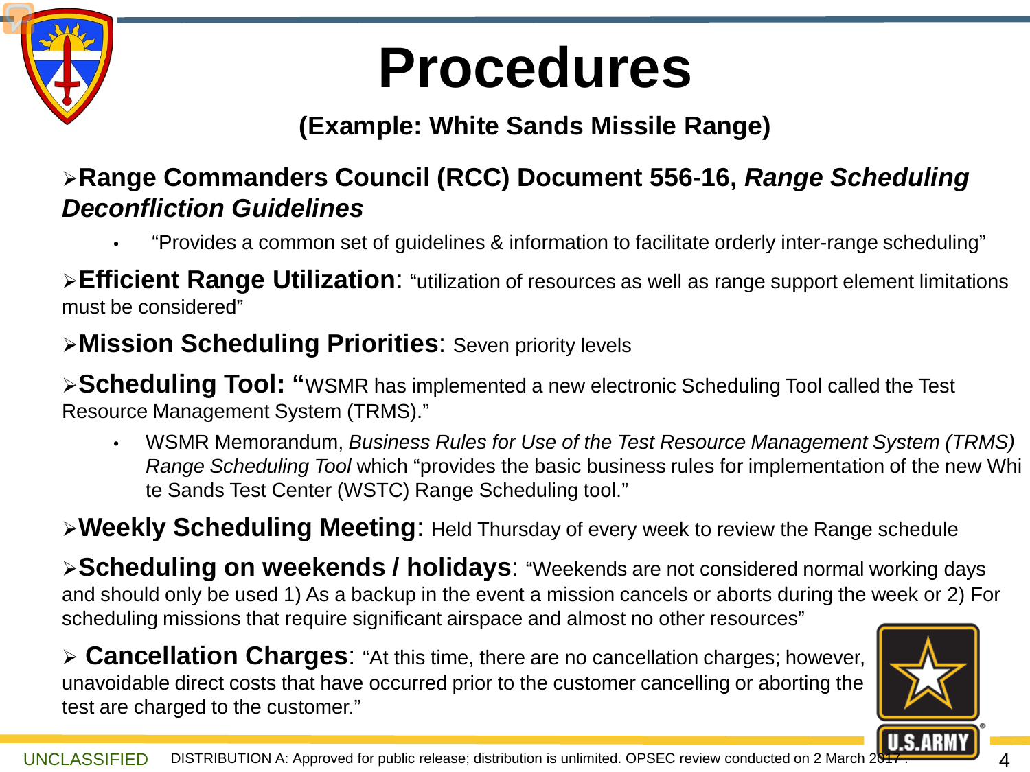# Procedures

**(Example: White Sands Missile Range)**

- **Range Commanders Council (RCC) Document 556-16, *Range Scheduling Deconfliction Guidelines***
  - "Provides a common set of guidelines & information to facilitate orderly inter-range scheduling"
- **Efficient Range Utilization**: "utilization of resources as well as range support element limitations must be considered"
- **Mission Scheduling Priorities**: Seven priority levels
- **Scheduling Tool: "**WSMR has implemented a new electronic Scheduling Tool called the Test Resource Management System (TRMS)."
  - WSMR Memorandum, *Business Rules for Use of the Test Resource Management System (TRMS) Range Scheduling Tool* which "provides the basic business rules for implementation of the new White Sands Test Center (WSTC) Range Scheduling tool."
- **Weekly Scheduling Meeting**: Held Thursday of every week to review the Range schedule
- **Scheduling on weekends / holidays**: "Weekends are not considered normal working days and should only be used 1) As a backup in the event a mission cancels or aborts during the week or 2) For scheduling missions that require significant airspace and almost no other resources"
- **Cancellation Charges**: "At this time, there are no cancellation charges; however, unavoidable direct costs that have occurred prior to the customer cancelling or aborting the test are charged to the customer."

UNCLASSIFIED DISTRIBUTION A: Approved for public release; distribution is unlimited. OPSEC review conducted on 2 March 2017.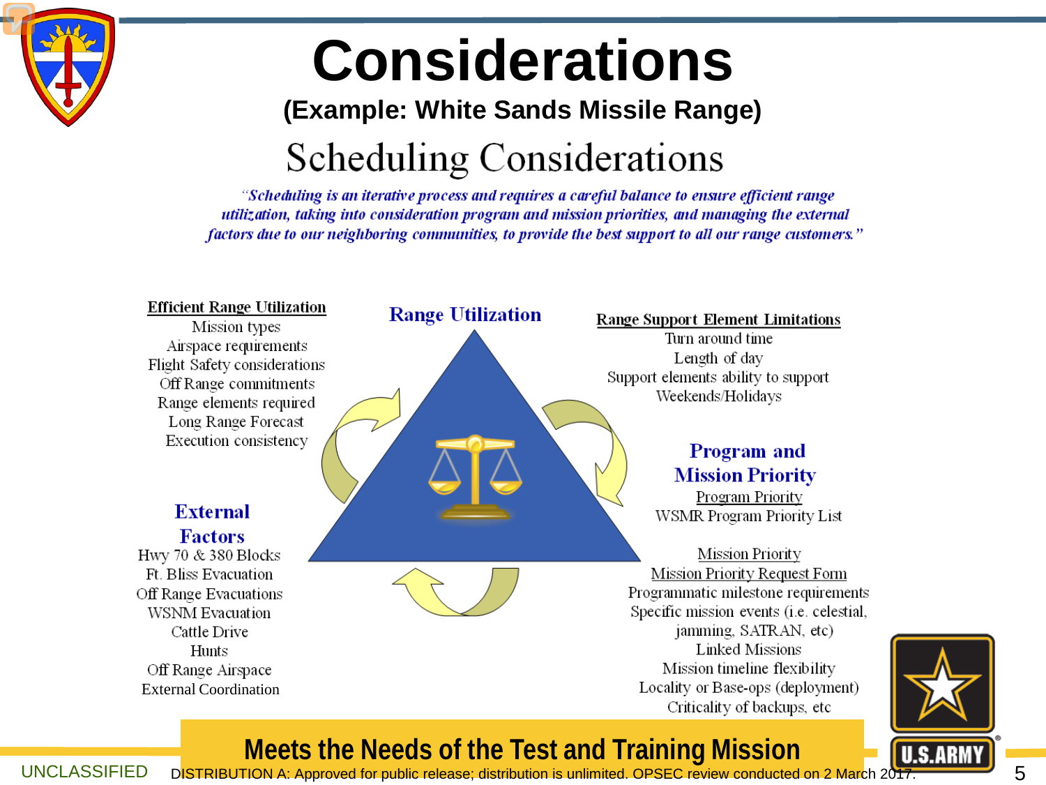# Considerations

**(Example: White Sands Missile Range)**

## Scheduling Considerations

*"Scheduling is an iterative process and requires a careful balance to ensure efficient range utilization, taking into consideration program and mission priorities, and managing the external factors due to our neighboring communities, to provide the best support to all our range customers."*

### Range Utilization

**Efficient Range Utilization**

- Mission types
- Airspace requirements
- Flight Safety considerations
- Off Range commitments
- Range elements required
- Long Range Forecast
- Execution consistency

**Range Support Element Limitations**

- Turn around time
- Length of day
- Support elements ability to support
- Weekends/Holidays

### External Factors

- Hwy 70 & 380 Blocks
- Ft. Bliss Evacuation
- Off Range Evacuations
- WSNM Evacuation
- Cattle Drive
- Hunts
- Off Range Airspace
- External Coordination

### Program and Mission Priority

**Program Priority**

- WSMR Program Priority List

**Mission Priority**

- Mission Priority Request Form
- Programmatic milestone requirements
- Specific mission events (i.e. celestial, jamming, SATRAN, etc)
- Linked Missions
- Mission timeline flexibility
- Locality or Base-ops (deployment)
- Criticality of backups, etc

**Meets the Needs of the Test and Training Mission**

UNCLASSIFIED

DISTRIBUTION A: Approved for public release; distribution is unlimited. OPSEC review conducted on 2 March 2017.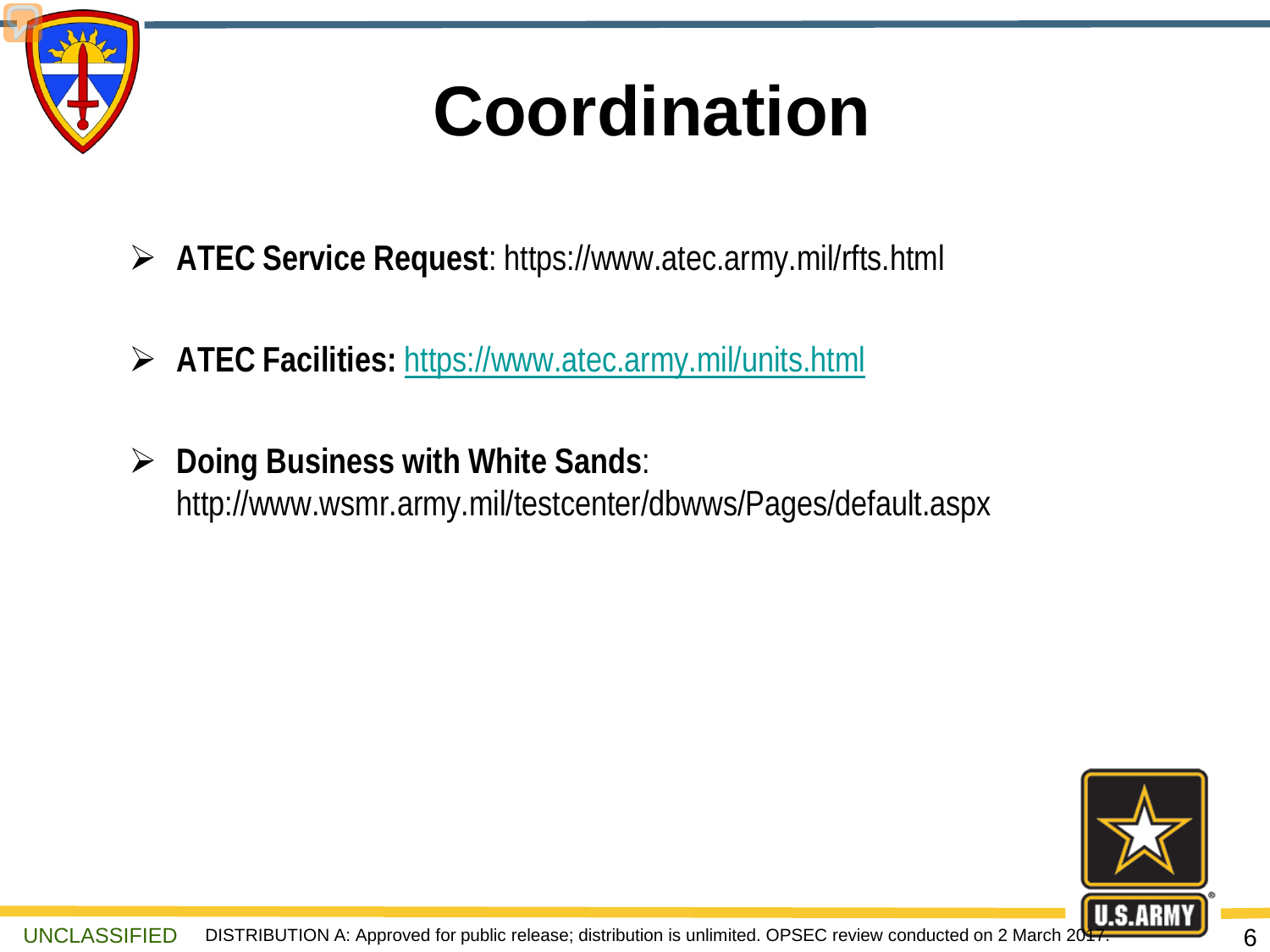# Coordination

- **ATEC Service Request**: https://www.atec.army.mil/rfts.html
- **ATEC Facilities:** https://www.atec.army.mil/units.html
- **Doing Business with White Sands**: http://www.wsmr.army.mil/testcenter/dbwws/Pages/default.aspx

UNCLASSIFIED DISTRIBUTION A: Approved for public release; distribution is unlimited. OPSEC review conducted on 2 March 2017.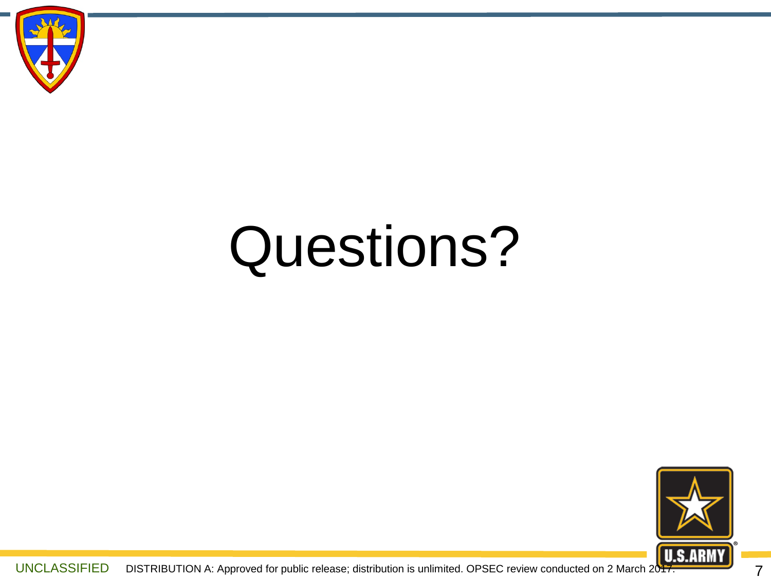# Questions?

UNCLASSIFIED DISTRIBUTION A: Approved for public release; distribution is unlimited. OPSEC review conducted on 2 March 2017.